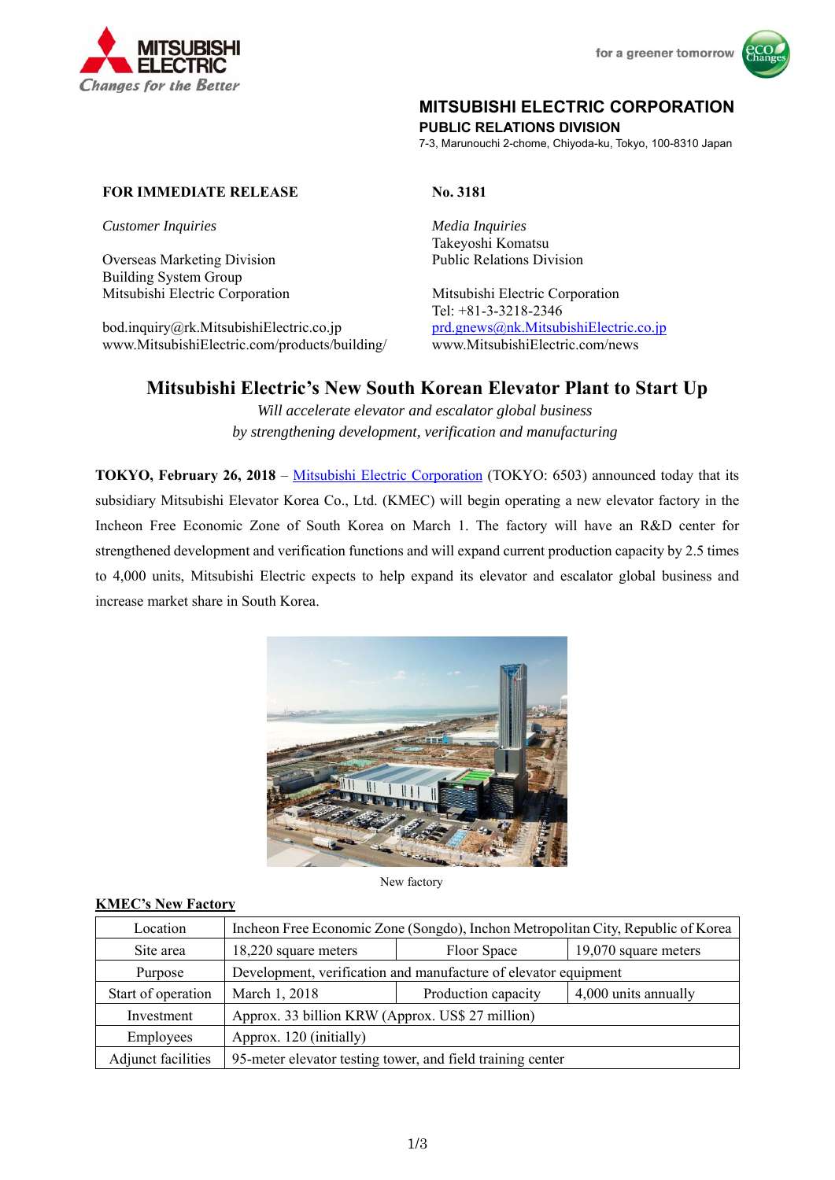MITSUBISHI ELECTRIC
*Changes for the Better*

for a greener tomorrow

**MITSUBISHI ELECTRIC CORPORATION**
**PUBLIC RELATIONS DIVISION**
7-3, Marunouchi 2-chome, Chiyoda-ku, Tokyo, 100-8310 Japan

**FOR IMMEDIATE RELEASE**

**No. 3181**

*Customer Inquiries*

Overseas Marketing Division
Building System Group
Mitsubishi Electric Corporation

bod.inquiry@rk.MitsubishiElectric.co.jp
www.MitsubishiElectric.com/products/building/

*Media Inquiries*
Takeyoshi Komatsu
Public Relations Division

Mitsubishi Electric Corporation
Tel: +81-3-3218-2346
prd.gnews@nk.MitsubishiElectric.co.jp
www.MitsubishiElectric.com/news

# Mitsubishi Electric's New South Korean Elevator Plant to Start Up

*Will accelerate elevator and escalator global business*
*by strengthening development, verification and manufacturing*

**TOKYO, February 26, 2018** – Mitsubishi Electric Corporation (TOKYO: 6503) announced today that its subsidiary Mitsubishi Elevator Korea Co., Ltd. (KMEC) will begin operating a new elevator factory in the Incheon Free Economic Zone of South Korea on March 1. The factory will have an R&D center for strengthened development and verification functions and will expand current production capacity by 2.5 times to 4,000 units, Mitsubishi Electric expects to help expand its elevator and escalator global business and increase market share in South Korea.

New factory

**KMEC's New Factory**

| Location | Incheon Free Economic Zone (Songdo), Inchon Metropolitan City, Republic of Korea | | |
|---|---|---|---|
| Site area | 18,220 square meters | Floor Space | 19,070 square meters |
| Purpose | Development, verification and manufacture of elevator equipment | | |
| Start of operation | March 1, 2018 | Production capacity | 4,000 units annually |
| Investment | Approx. 33 billion KRW (Approx. US$ 27 million) | | |
| Employees | Approx. 120 (initially) | | |
| Adjunct facilities | 95-meter elevator testing tower, and field training center | | |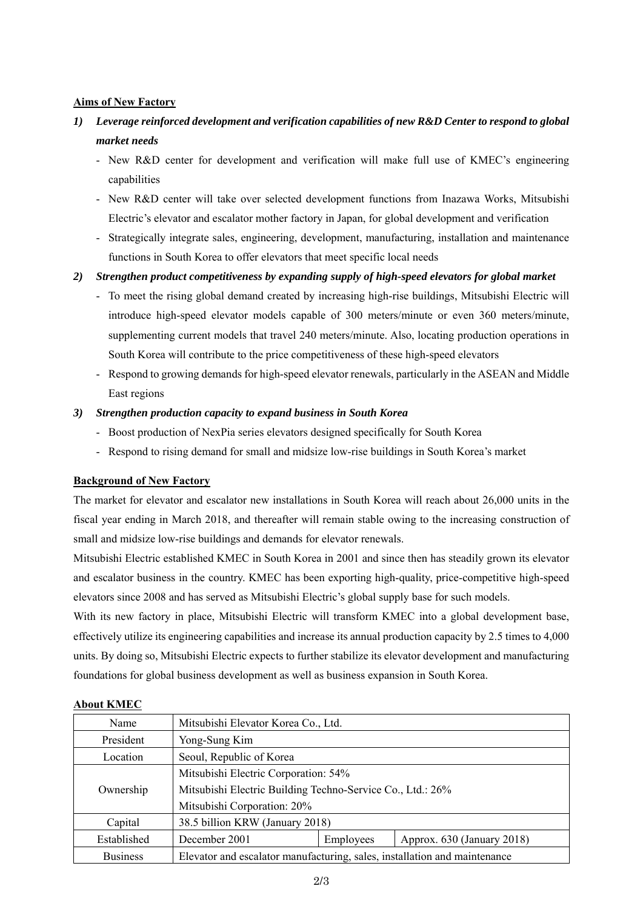**Aims of New Factory**

1) ***Leverage reinforced development and verification capabilities of new R&D Center to respond to global market needs***
   - New R&D center for development and verification will make full use of KMEC's engineering capabilities
   - New R&D center will take over selected development functions from Inazawa Works, Mitsubishi Electric's elevator and escalator mother factory in Japan, for global development and verification
   - Strategically integrate sales, engineering, development, manufacturing, installation and maintenance functions in South Korea to offer elevators that meet specific local needs

2) ***Strengthen product competitiveness by expanding supply of high-speed elevators for global market***
   - To meet the rising global demand created by increasing high-rise buildings, Mitsubishi Electric will introduce high-speed elevator models capable of 300 meters/minute or even 360 meters/minute, supplementing current models that travel 240 meters/minute. Also, locating production operations in South Korea will contribute to the price competitiveness of these high-speed elevators
   - Respond to growing demands for high-speed elevator renewals, particularly in the ASEAN and Middle East regions

3) ***Strengthen production capacity to expand business in South Korea***
   - Boost production of NexPia series elevators designed specifically for South Korea
   - Respond to rising demand for small and midsize low-rise buildings in South Korea's market

**Background of New Factory**

The market for elevator and escalator new installations in South Korea will reach about 26,000 units in the fiscal year ending in March 2018, and thereafter will remain stable owing to the increasing construction of small and midsize low-rise buildings and demands for elevator renewals.

Mitsubishi Electric established KMEC in South Korea in 2001 and since then has steadily grown its elevator and escalator business in the country. KMEC has been exporting high-quality, price-competitive high-speed elevators since 2008 and has served as Mitsubishi Electric's global supply base for such models.

With its new factory in place, Mitsubishi Electric will transform KMEC into a global development base, effectively utilize its engineering capabilities and increase its annual production capacity by 2.5 times to 4,000 units. By doing so, Mitsubishi Electric expects to further stabilize its elevator development and manufacturing foundations for global business development as well as business expansion in South Korea.

**About KMEC**

| Name | Mitsubishi Elevator Korea Co., Ltd. | | |
|---|---|---|---|
| President | Yong-Sung Kim | | |
| Location | Seoul, Republic of Korea | | |
| Ownership | Mitsubishi Electric Corporation: 54%<br>Mitsubishi Electric Building Techno-Service Co., Ltd.: 26%<br>Mitsubishi Corporation: 20% | | |
| Capital | 38.5 billion KRW (January 2018) | | |
| Established | December 2001 | Employees | Approx. 630 (January 2018) |
| Business | Elevator and escalator manufacturing, sales, installation and maintenance | | |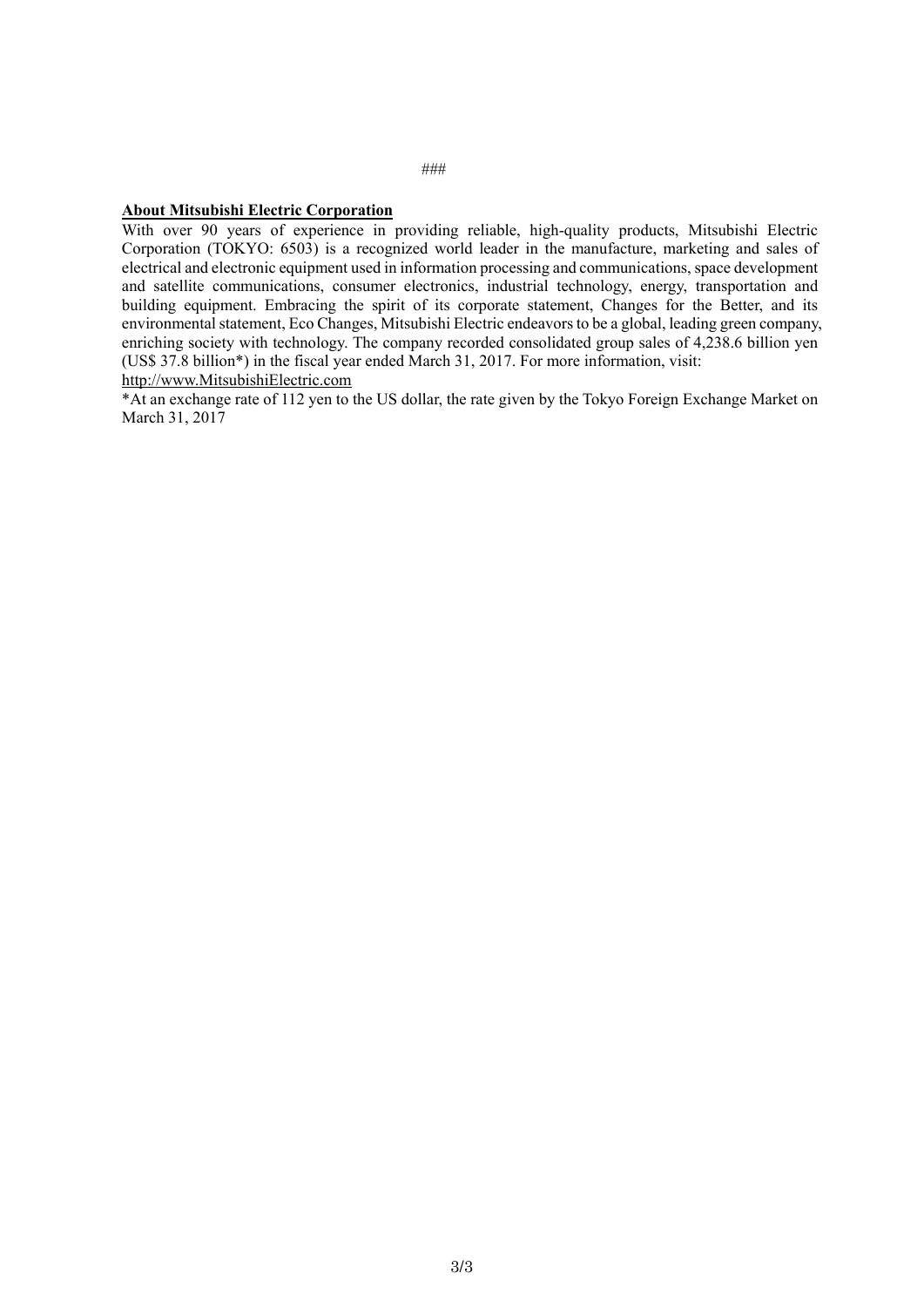###

**About Mitsubishi Electric Corporation**

With over 90 years of experience in providing reliable, high-quality products, Mitsubishi Electric Corporation (TOKYO: 6503) is a recognized world leader in the manufacture, marketing and sales of electrical and electronic equipment used in information processing and communications, space development and satellite communications, consumer electronics, industrial technology, energy, transportation and building equipment. Embracing the spirit of its corporate statement, Changes for the Better, and its environmental statement, Eco Changes, Mitsubishi Electric endeavors to be a global, leading green company, enriching society with technology. The company recorded consolidated group sales of 4,238.6 billion yen (US$ 37.8 billion*) in the fiscal year ended March 31, 2017. For more information, visit: http://www.MitsubishiElectric.com

*At an exchange rate of 112 yen to the US dollar, the rate given by the Tokyo Foreign Exchange Market on March 31, 2017